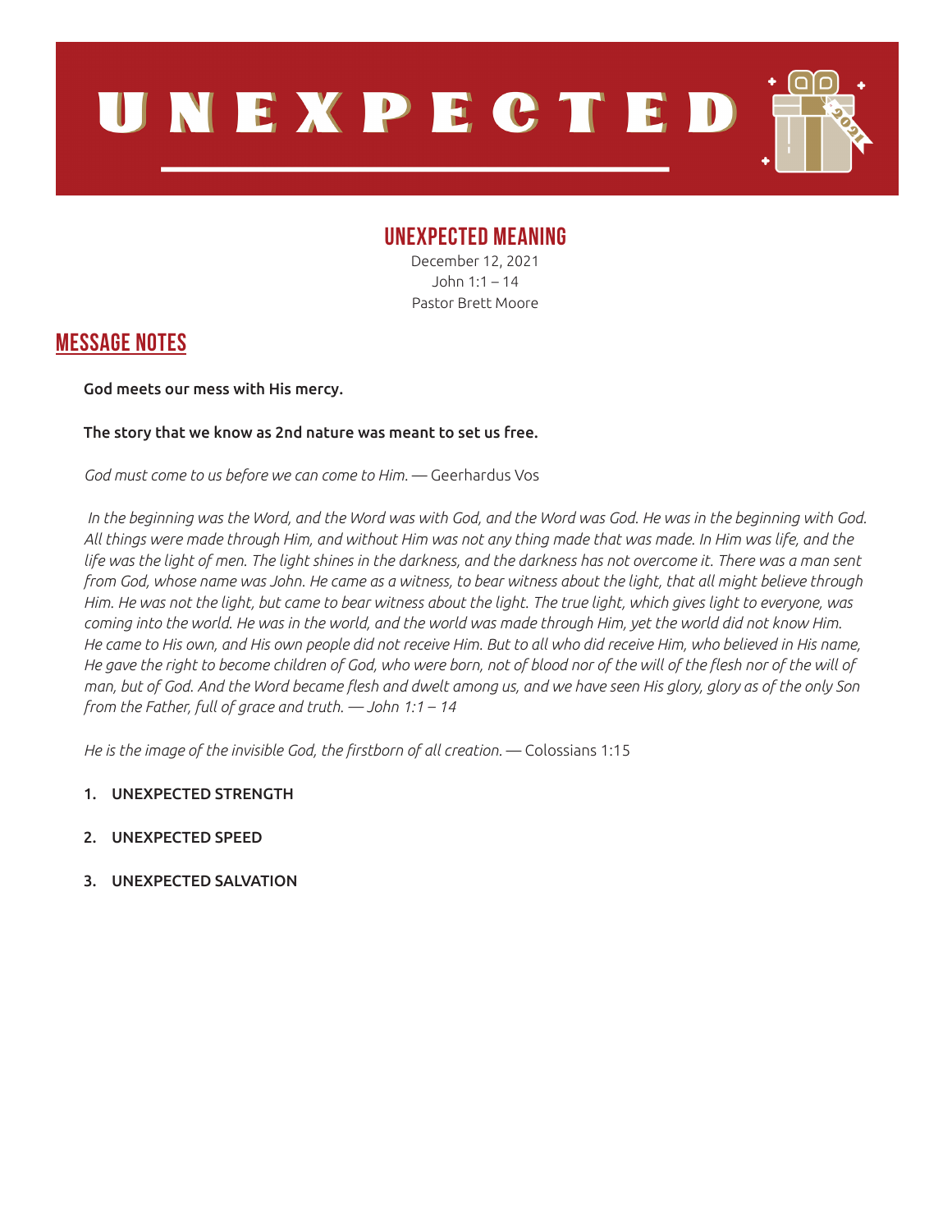# UNEXPECTED

## UNEXPECTED MEANING

December 12, 2021
John 1:1 – 14
Pastor Brett Moore

## MESSAGE NOTES

**God meets our mess with His mercy.**

**The story that we know as 2nd nature was meant to set us free.**

*God must come to us before we can come to Him.* — Geerhardus Vos

*In the beginning was the Word, and the Word was with God, and the Word was God. He was in the beginning with God. All things were made through Him, and without Him was not any thing made that was made. In Him was life, and the life was the light of men. The light shines in the darkness, and the darkness has not overcome it. There was a man sent from God, whose name was John. He came as a witness, to bear witness about the light, that all might believe through Him. He was not the light, but came to bear witness about the light. The true light, which gives light to everyone, was coming into the world. He was in the world, and the world was made through Him, yet the world did not know Him. He came to His own, and His own people did not receive Him. But to all who did receive Him, who believed in His name, He gave the right to become children of God, who were born, not of blood nor of the will of the flesh nor of the will of man, but of God. And the Word became flesh and dwelt among us, and we have seen His glory, glory as of the only Son from the Father, full of grace and truth. — John 1:1 – 14*

*He is the image of the invisible God, the firstborn of all creation.* — Colossians 1:15

1. UNEXPECTED STRENGTH
2. UNEXPECTED SPEED
3. UNEXPECTED SALVATION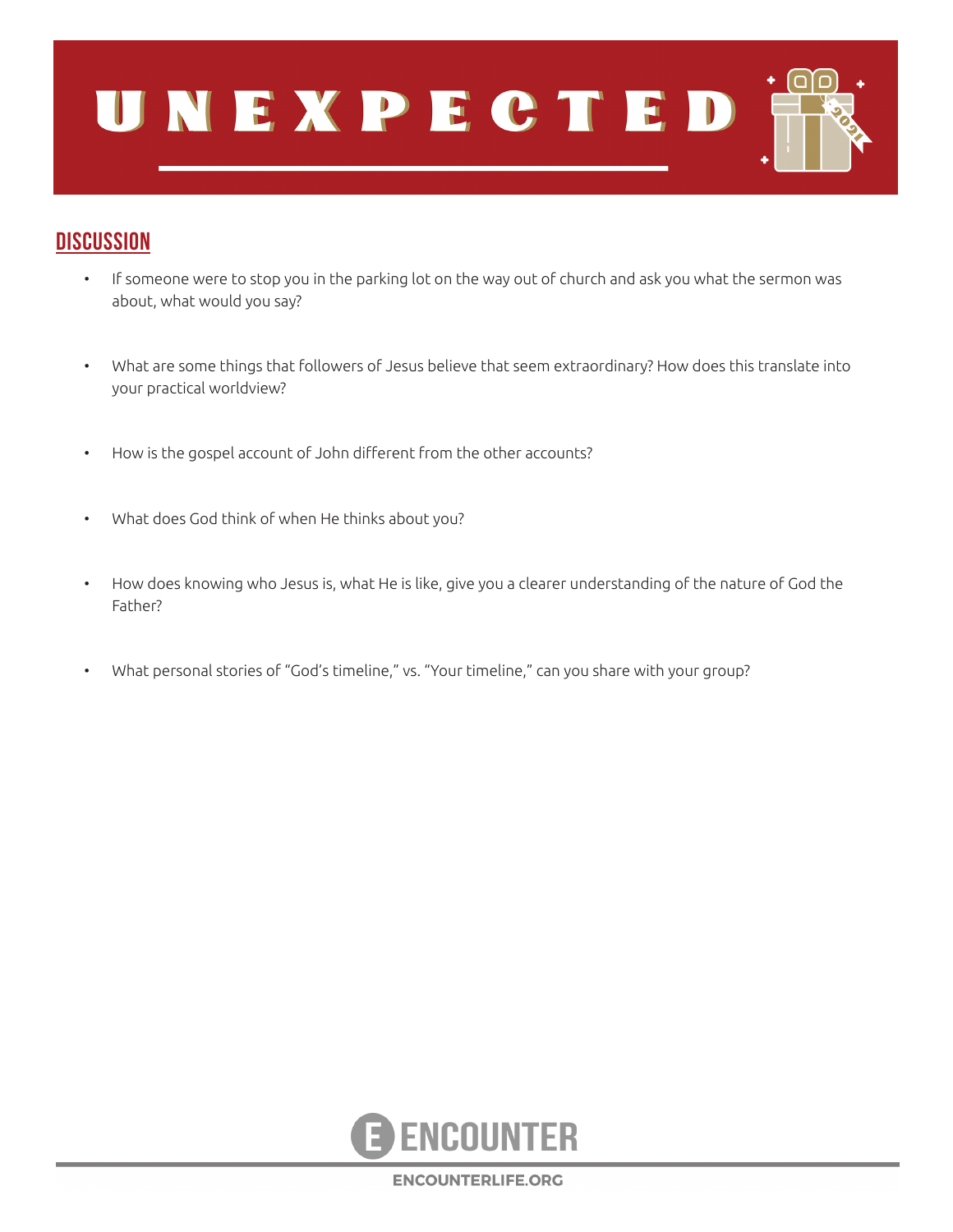# UNEXPECTED

## DISCUSSION

- If someone were to stop you in the parking lot on the way out of church and ask you what the sermon was about, what would you say?
- What are some things that followers of Jesus believe that seem extraordinary? How does this translate into your practical worldview?
- How is the gospel account of John different from the other accounts?
- What does God think of when He thinks about you?
- How does knowing who Jesus is, what He is like, give you a clearer understanding of the nature of God the Father?
- What personal stories of "God's timeline," vs. "Your timeline," can you share with your group?

ENCOUNTER

ENCOUNTERLIFE.ORG